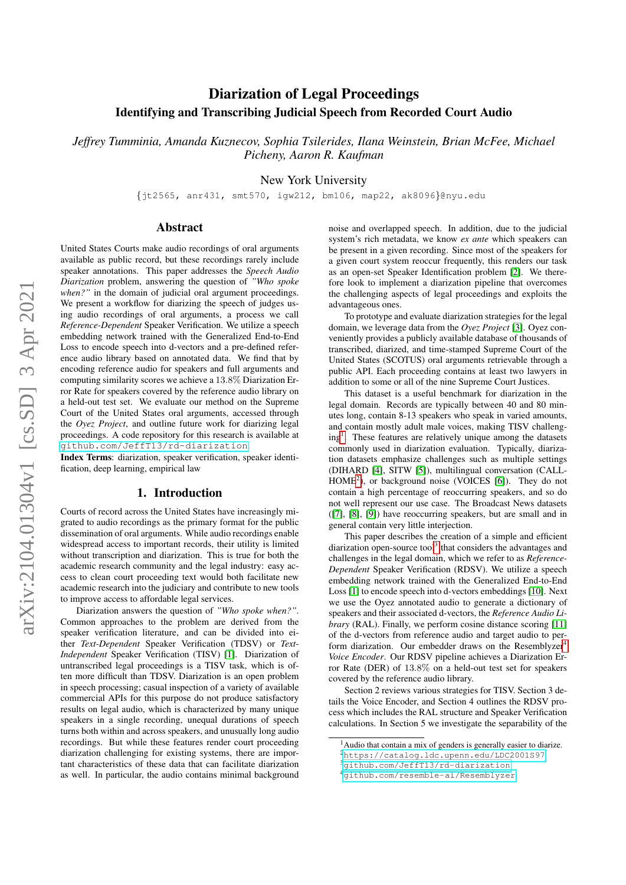# Diarization of Legal Proceedings

## Identifying and Transcribing Judicial Speech from Recorded Court Audio

*Jeffrey Tumminia, Amanda Kuznecov, Sophia Tsilerides, Ilana Weinstein, Brian McFee, Michael Picheny, Aaron R. Kaufman*

New York University

{jt2565, anr431, smt570, igw212, bm106, map22, ak8096}@nyu.edu

## Abstract

United States Courts make audio recordings of oral arguments available as public record, but these recordings rarely include speaker annotations. This paper addresses the *Speech Audio Diarization* problem, answering the question of *"Who spoke when?"* in the domain of judicial oral argument proceedings. We present a workflow for diarizing the speech of judges using audio recordings of oral arguments, a process we call *Reference-Dependent* Speaker Verification. We utilize a speech embedding network trained with the Generalized End-to-End Loss to encode speech into d-vectors and a pre-defined reference audio library based on annotated data. We find that by encoding reference audio for speakers and full arguments and computing similarity scores we achieve a 13.8% Diarization Error Rate for speakers covered by the reference audio library on a held-out test set. We evaluate our method on the Supreme Court of the United States oral arguments, accessed through the *Oyez Project*, and outline future work for diarizing legal proceedings. A code repository for this research is available at github.com/JeffT13/rd-diarization.

**Index Terms**: diarization, speaker verification, speaker identification, deep learning, empirical law

## 1. Introduction

Courts of record across the United States have increasingly migrated to audio recordings as the primary format for the public dissemination of oral arguments. While audio recordings enable widespread access to important records, their utility is limited without transcription and diarization. This is true for both the academic research community and the legal industry: easy access to clean court proceeding text would both facilitate new academic research into the judiciary and contribute to new tools to improve access to affordable legal services.

Diarization answers the question of *"Who spoke when?"*. Common approaches to the problem are derived from the speaker verification literature, and can be divided into either *Text-Dependent* Speaker Verification (TDSV) or *Text-Independent* Speaker Verification (TISV) [1]. Diarization of untranscribed legal proceedings is a TISV task, which is often more difficult than TDSV. Diarization is an open problem in speech processing; casual inspection of a variety of available commercial APIs for this purpose do not produce satisfactory results on legal audio, which is characterized by many unique speakers in a single recording, unequal durations of speech turns both within and across speakers, and unusually long audio recordings. But while these features render court proceeding diarization challenging for existing systems, there are important characteristics of these data that can facilitate diarization as well. In particular, the audio contains minimal background noise and overlapped speech. In addition, due to the judicial system's rich metadata, we know *ex ante* which speakers can be present in a given recording. Since most of the speakers for a given court system reoccur frequently, this renders our task as an open-set Speaker Identification problem [2]. We therefore look to implement a diarization pipeline that overcomes the challenging aspects of legal proceedings and exploits the advantageous ones.

To prototype and evaluate diarization strategies for the legal domain, we leverage data from the *Oyez Project* [3]. Oyez conveniently provides a publicly available database of thousands of transcribed, diarized, and time-stamped Supreme Court of the United States (SCOTUS) oral arguments retrievable through a public API. Each proceeding contains at least two lawyers in addition to some or all of the nine Supreme Court Justices.

This dataset is a useful benchmark for diarization in the legal domain. Records are typically between 40 and 80 minutes long, contain 8-13 speakers who speak in varied amounts, and contain mostly adult male voices, making TISV challenging[1]. These features are relatively unique among the datasets commonly used in diarization evaluation. Typically, diarization datasets emphasize challenges such as multiple settings (DIHARD [4], SITW [5]), multilingual conversation (CALL-HOME[2]), or background noise (VOICES [6]). They do not contain a high percentage of reoccurring speakers, and so do not well represent our use case. The Broadcast News datasets ([7], [8], [9]) have reoccurring speakers, but are small and in general contain very little interjection.

This paper describes the creation of a simple and efficient diarization open-source tool[3] that considers the advantages and challenges in the legal domain, which we refer to as *Reference-Dependent* Speaker Verification (RDSV). We utilize a speech embedding network trained with the Generalized End-to-End Loss [1] to encode speech into d-vectors embeddings [10]. Next we use the Oyez annotated audio to generate a dictionary of speakers and their associated d-vectors, the *Reference Audio Library* (RAL). Finally, we perform cosine distance scoring [11] of the d-vectors from reference audio and target audio to perform diarization. Our embedder draws on the Resemblyzer[4] *Voice Encoder*. Our RDSV pipeline achieves a Diarization Error Rate (DER) of 13.8% on a held-out test set for speakers covered by the reference audio library.

Section 2 reviews various strategies for TISV. Section 3 details the Voice Encoder, and Section 4 outlines the RDSV process which includes the RAL structure and Speaker Verification calculations. In Section 5 we investigate the separability of the

---

[1] Audio that contain a mix of genders is generally easier to diarize.

[2] https://catalog.ldc.upenn.edu/LDC2001S97

[3] github.com/JeffT13/rd-diarization

[4] github.com/resemble-ai/Resemblyzer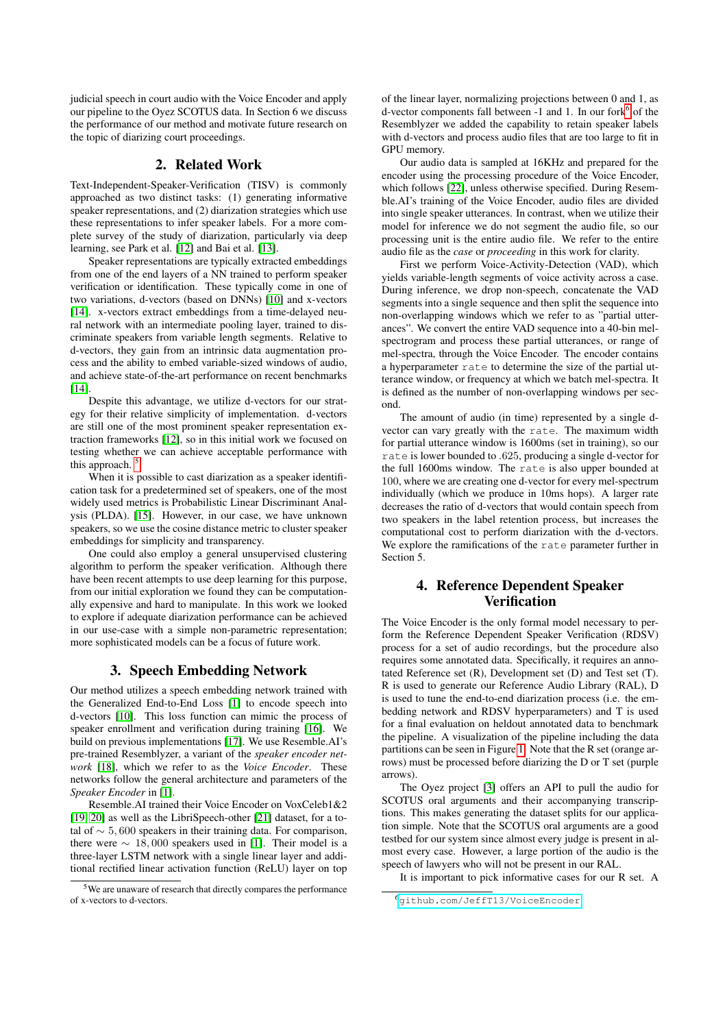judicial speech in court audio with the Voice Encoder and apply our pipeline to the Oyez SCOTUS data. In Section 6 we discuss the performance of our method and motivate future research on the topic of diarizing court proceedings.

## 2. Related Work

Text-Independent-Speaker-Verification (TISV) is commonly approached as two distinct tasks: (1) generating informative speaker representations, and (2) diarization strategies which use these representations to infer speaker labels. For a more complete survey of the study of diarization, particularly via deep learning, see Park et al. [12] and Bai et al. [13].

Speaker representations are typically extracted embeddings from one of the end layers of a NN trained to perform speaker verification or identification. These typically come in one of two variations, d-vectors (based on DNNs) [10] and x-vectors [14]. x-vectors extract embeddings from a time-delayed neural network with an intermediate pooling layer, trained to discriminate speakers from variable length segments. Relative to d-vectors, they gain from an intrinsic data augmentation process and the ability to embed variable-sized windows of audio, and achieve state-of-the-art performance on recent benchmarks [14].

Despite this advantage, we utilize d-vectors for our strategy for their relative simplicity of implementation. d-vectors are still one of the most prominent speaker representation extraction frameworks [12], so in this initial work we focused on testing whether we can achieve acceptable performance with this approach. [5]

When it is possible to cast diarization as a speaker identification task for a predetermined set of speakers, one of the most widely used metrics is Probabilistic Linear Discriminant Analysis (PLDA). [15]. However, in our case, we have unknown speakers, so we use the cosine distance metric to cluster speaker embeddings for simplicity and transparency.

One could also employ a general unsupervised clustering algorithm to perform the speaker verification. Although there have been recent attempts to use deep learning for this purpose, from our initial exploration we found they can be computationally expensive and hard to manipulate. In this work we looked to explore if adequate diarization performance can be achieved in our use-case with a simple non-parametric representation; more sophisticated models can be a focus of future work.

## 3. Speech Embedding Network

Our method utilizes a speech embedding network trained with the Generalized End-to-End Loss [1] to encode speech into d-vectors [10]. This loss function can mimic the process of speaker enrollment and verification during training [16]. We build on previous implementations [17]. We use Resemble.AI's pre-trained Resemblyzer, a variant of the *speaker encoder network* [18], which we refer to as the *Voice Encoder*. These networks follow the general architecture and parameters of the *Speaker Encoder* in [1].

Resemble.AI trained their Voice Encoder on VoxCeleb1&2 [19, 20] as well as the LibriSpeech-other [21] dataset, for a total of $\sim 5,600$ speakers in their training data. For comparison, there were $\sim 18,000$ speakers used in [1]. Their model is a three-layer LSTM network with a single linear layer and additional rectified linear activation function (ReLU) layer on top of the linear layer, normalizing projections between 0 and 1, as d-vector components fall between -1 and 1. In our fork[6] of the Resemblyzer we added the capability to retain speaker labels with d-vectors and process audio files that are too large to fit in GPU memory.

Our audio data is sampled at 16KHz and prepared for the encoder using the processing procedure of the Voice Encoder, which follows [22], unless otherwise specified. During Resemble.AI's training of the Voice Encoder, audio files are divided into single speaker utterances. In contrast, when we utilize their model for inference we do not segment the audio file, so our processing unit is the entire audio file. We refer to the entire audio file as the *case* or *proceeding* in this work for clarity.

First we perform Voice-Activity-Detection (VAD), which yields variable-length segments of voice activity across a case. During inference, we drop non-speech, concatenate the VAD segments into a single sequence and then split the sequence into non-overlapping windows which we refer to as "partial utterances". We convert the entire VAD sequence into a 40-bin mel-spectrogram and process these partial utterances, or range of mel-spectra, through the Voice Encoder. The encoder contains a hyperparameter `rate` to determine the size of the partial utterance window, or frequency at which we batch mel-spectra. It is defined as the number of non-overlapping windows per second.

The amount of audio (in time) represented by a single d-vector can vary greatly with the `rate`. The maximum width for partial utterance window is 1600ms (set in training), so our `rate` is lower bounded to .625, producing a single d-vector for the full 1600ms window. The `rate` is also upper bounded at 100, where we are creating one d-vector for every mel-spectrum individually (which we produce in 10ms hops). A larger rate decreases the ratio of d-vectors that would contain speech from two speakers in the label retention process, but increases the computational cost to perform diarization with the d-vectors. We explore the ramifications of the `rate` parameter further in Section 5.

## 4. Reference Dependent Speaker Verification

The Voice Encoder is the only formal model necessary to perform the Reference Dependent Speaker Verification (RDSV) process for a set of audio recordings, but the procedure also requires some annotated data. Specifically, it requires an annotated Reference set (R), Development set (D) and Test set (T). R is used to generate our Reference Audio Library (RAL), D is used to tune the end-to-end diarization process (i.e. the embedding network and RDSV hyperparameters) and T is used for a final evaluation on heldout annotated data to benchmark the pipeline. A visualization of the pipeline including the data partitions can be seen in Figure 1. Note that the R set (orange arrows) must be processed before diarizing the D or T set (purple arrows).

The Oyez project [3] offers an API to pull the audio for SCOTUS oral arguments and their accompanying transcriptions. This makes generating the dataset splits for our application simple. Note that the SCOTUS oral arguments are a good testbed for our system since almost every judge is present in almost every case. However, a large portion of the audio is the speech of lawyers who will not be present in our RAL.

It is important to pick informative cases for our R set. A

[5] We are unaware of research that directly compares the performance of x-vectors to d-vectors.

[6] github.com/JeffT13/VoiceEncoder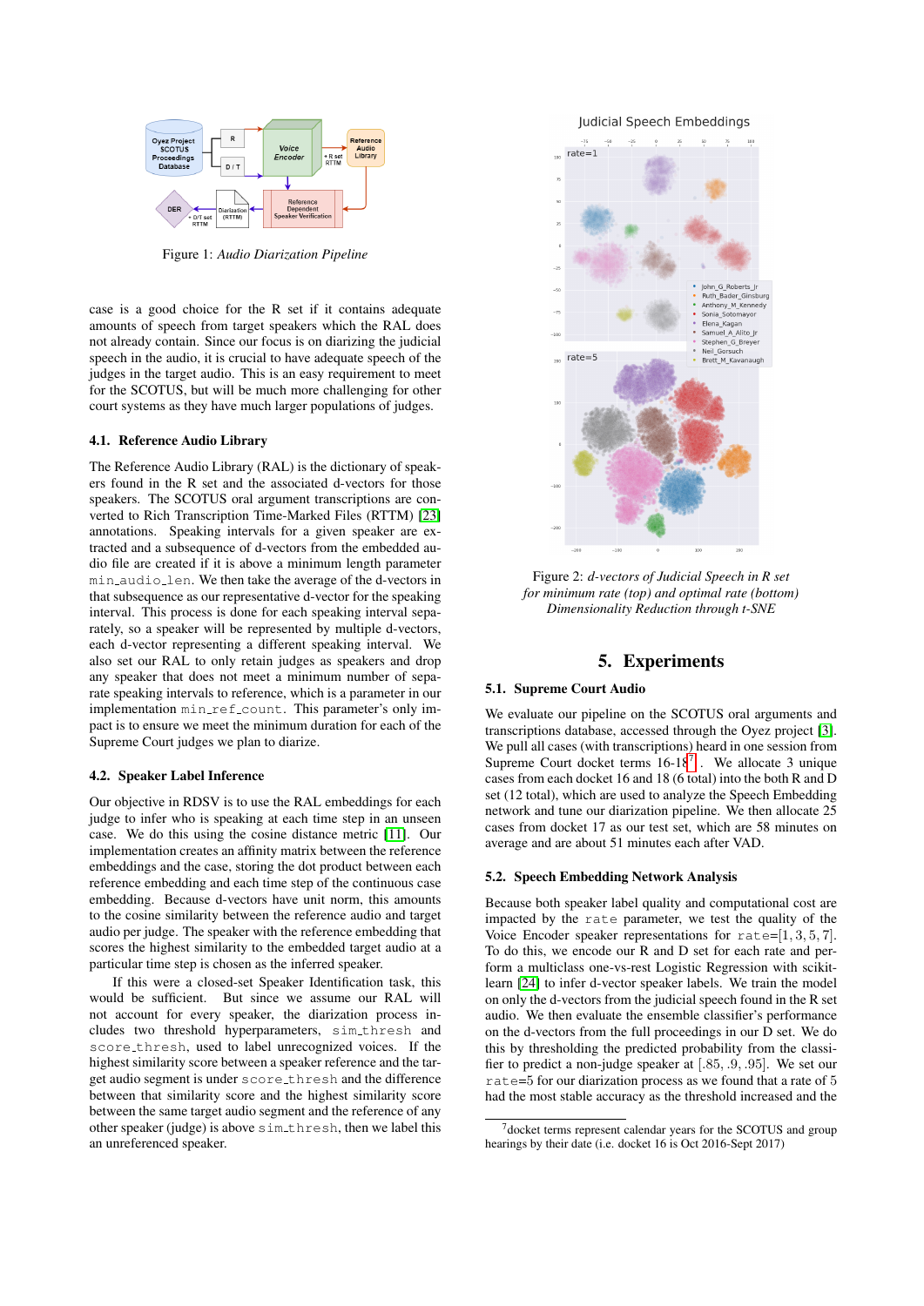Figure 1: *Audio Diarization Pipeline*

case is a good choice for the R set if it contains adequate amounts of speech from target speakers which the RAL does not already contain. Since our focus is on diarizing the judicial speech in the audio, it is crucial to have adequate speech of the judges in the target audio. This is an easy requirement to meet for the SCOTUS, but will be much more challenging for other court systems as they have much larger populations of judges.

### 4.1. Reference Audio Library

The Reference Audio Library (RAL) is the dictionary of speakers found in the R set and the associated d-vectors for those speakers. The SCOTUS oral argument transcriptions are converted to Rich Transcription Time-Marked Files (RTTM) [23] annotations. Speaking intervals for a given speaker are extracted and a subsequence of d-vectors from the embedded audio file are created if it is above a minimum length parameter `min_audio_len`. We then take the average of the d-vectors in that subsequence as our representative d-vector for the speaking interval. This process is done for each speaking interval separately, so a speaker will be represented by multiple d-vectors, each d-vector representing a different speaking interval. We also set our RAL to only retain judges as speakers and drop any speaker that does not meet a minimum number of separate speaking intervals to reference, which is a parameter in our implementation `min_ref_count`. This parameter's only impact is to ensure we meet the minimum duration for each of the Supreme Court judges we plan to diarize.

### 4.2. Speaker Label Inference

Our objective in RDSV is to use the RAL embeddings for each judge to infer who is speaking at each time step in an unseen case. We do this using the cosine distance metric [11]. Our implementation creates an affinity matrix between the reference embeddings and the case, storing the dot product between each reference embedding and each time step of the continuous case embedding. Because d-vectors have unit norm, this amounts to the cosine similarity between the reference audio and target audio per judge. The speaker with the reference embedding that scores the highest similarity to the embedded target audio at a particular time step is chosen as the inferred speaker.

If this were a closed-set Speaker Identification task, this would be sufficient. But since we assume our RAL will not account for every speaker, the diarization process includes two threshold hyperparameters, `sim_thresh` and `score_thresh`, used to label unrecognized voices. If the highest similarity score between a speaker reference and the target audio segment is under `score_thresh` and the difference between that similarity score and the highest similarity score between the same target audio segment and the reference of any other speaker (judge) is above `sim_thresh`, then we label this an unreferenced speaker.

Figure 2: *d-vectors of Judicial Speech in R set for minimum rate (top) and optimal rate (bottom) Dimensionality Reduction through t-SNE*

## 5. Experiments

### 5.1. Supreme Court Audio

We evaluate our pipeline on the SCOTUS oral arguments and transcriptions database, accessed through the Oyez project [3]. We pull all cases (with transcriptions) heard in one session from Supreme Court docket terms 16-18[7]. We allocate 3 unique cases from each docket 16 and 18 (6 total) into the both R and D set (12 total), which are used to analyze the Speech Embedding network and tune our diarization pipeline. We then allocate 25 cases from docket 17 as our test set, which are 58 minutes on average and are about 51 minutes each after VAD.

### 5.2. Speech Embedding Network Analysis

Because both speaker label quality and computational cost are impacted by the `rate` parameter, we test the quality of the Voice Encoder speaker representations for `rate`=$[1, 3, 5, 7]$. To do this, we encode our R and D set for each rate and perform a multiclass one-vs-rest Logistic Regression with scikit-learn [24] to infer d-vector speaker labels. We train the model on only the d-vectors from the judicial speech found in the R set audio. We then evaluate the ensemble classifier's performance on the d-vectors from the full proceedings in our D set. We do this by thresholding the predicted probability from the classifier to predict a non-judge speaker at $[.85, .9, .95]$. We set our `rate`=5 for our diarization process as we found that a rate of 5 had the most stable accuracy as the threshold increased and the

[7] docket terms represent calendar years for the SCOTUS and group hearings by their date (i.e. docket 16 is Oct 2016-Sept 2017)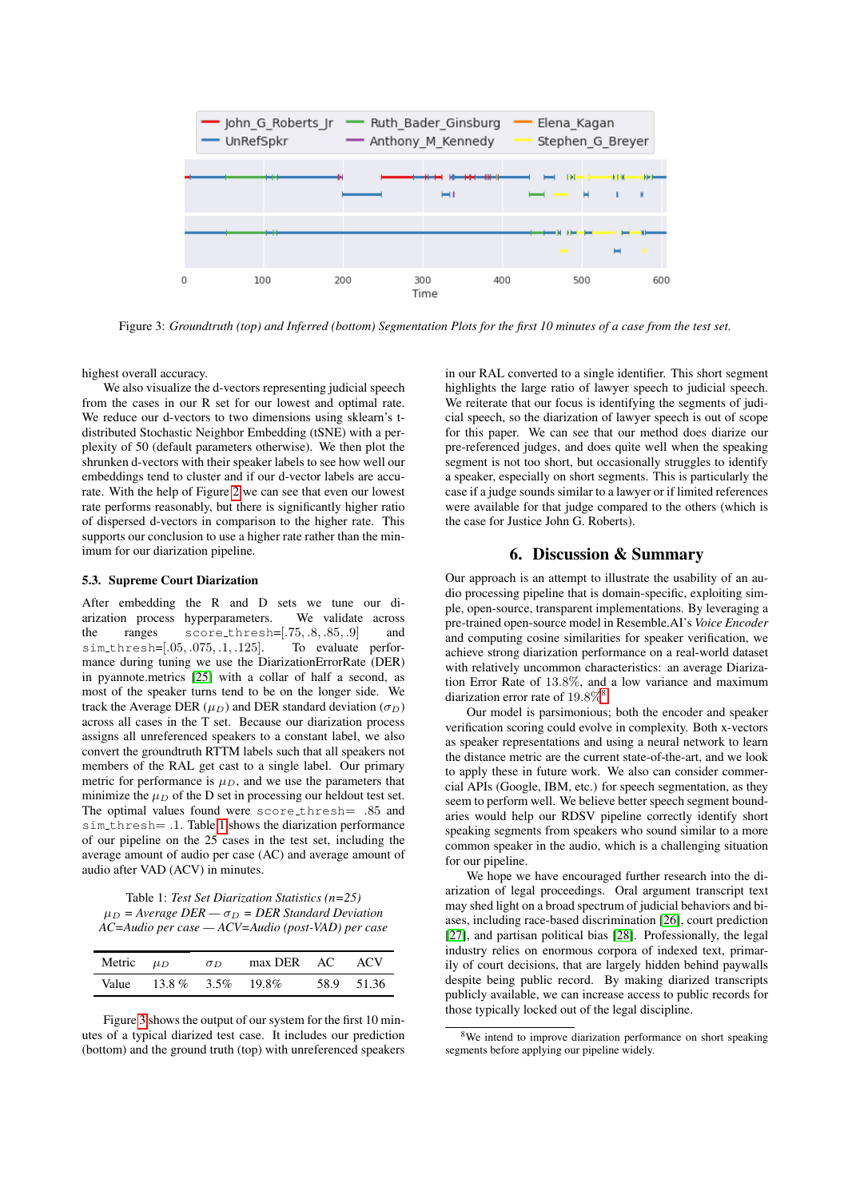Figure 3: *Groundtruth (top) and Inferred (bottom) Segmentation Plots for the first 10 minutes of a case from the test set.*

highest overall accuracy.

We also visualize the d-vectors representing judicial speech from the cases in our R set for our lowest and optimal rate. We reduce our d-vectors to two dimensions using sklearn's t-distributed Stochastic Neighbor Embedding (tSNE) with a perplexity of 50 (default parameters otherwise). We then plot the shrunken d-vectors with their speaker labels to see how well our embeddings tend to cluster and if our d-vector labels are accurate. With the help of Figure 2 we can see that even our lowest rate performs reasonably, but there is significantly higher ratio of dispersed d-vectors in comparison to the higher rate. This supports our conclusion to use a higher rate rather than the minimum for our diarization pipeline.

### 5.3. Supreme Court Diarization

After embedding the R and D sets we tune our diarization process hyperparameters. We validate across the ranges `score_thresh`=[.75, .8, .85, .9] and `sim_thresh`=[.05, .075, .1, .125]. To evaluate performance during tuning we use the DiarizationErrorRate (DER) in pyannote.metrics [25] with a collar of 1 a second, as most of the speaker turns tend to be on the longer side. We track the Average DER ($\mu_D$) and DER standard deviation ($\sigma_D$) across all cases in the T set. Because our diarization process assigns all unreferenced speakers to a constant label, we also convert the groundtruth RTTM labels such that all speakers not members of the RAL get cast to a single label. Our primary metric for performance is $\mu_D$, and we use the parameters that minimize the $\mu_D$ of the D set in processing our heldout test set. The optimal values found were `score_thresh`= .85 and `sim_thresh`= .1. Table 1 shows the diarization performance of our pipeline on the 25 cases in the test set, including the average amount of audio per case (AC) and average amount of audio after VAD (ACV) in minutes.

Table 1: *Test Set Diarization Statistics (n=25)*
*$\mu_D$ = Average DER — $\sigma_D$ = DER Standard Deviation*
*AC=Audio per case — ACV=Audio (post-VAD) per case*

| Metric | $\mu_D$ | $\sigma_D$ | max DER | AC | ACV |
|---|---|---|---|---|---|
| Value | 13.8 % | 3.5% | 19.8% | 58.9 | 51.36 |

Figure 3 shows the output of our system for the first 10 minutes of a typical diarized test case. It includes our prediction (bottom) and the ground truth (top) with unreferenced speakers in our RAL converted to a single identifier. This short segment highlights the large ratio of lawyer speech to judicial speech. We reiterate that our focus is identifying the segments of judicial speech, so the diarization of lawyer speech is out of scope for this paper. We can see that our method does diarize our pre-referenced judges, and does quite well when the speaking segment is not too short, but occasionally struggles to identify a speaker, especially on short segments. This is particularly the case if a judge sounds similar to a lawyer or if limited references were available for that judge compared to the others (which is the case for Justice John G. Roberts).

## 6. Discussion & Summary

Our approach is an attempt to illustrate the usability of an audio processing pipeline that is domain-specific, exploiting simple, open-source, transparent implementations. By leveraging a pre-trained open-source model in Resemble.AI's *Voice Encoder* and computing cosine similarities for speaker verification, we achieve strong diarization performance on a real-world dataset with relatively uncommon characteristics: an average Diarization Error Rate of 13.8%, and a low variance and maximum diarization error rate of 19.8%[8].

Our model is parsimonious; both the encoder and speaker verification scoring could evolve in complexity. Both x-vectors as speaker representations and using a neural network to learn the distance metric are the current state-of-the-art, and we look to apply these in future work. We also can consider commercial APIs (Google, IBM, etc.) for speech segmentation, as they seem to perform well. We believe better speech segment boundaries would help our RDSV pipeline correctly identify short speaking segments from speakers who sound similar to a more common speaker in the audio, which is a challenging situation for our pipeline.

We hope we have encouraged further research into the diarization of legal proceedings. Oral argument transcript text may shed light on a broad spectrum of judicial behaviors and biases, including race-based discrimination [26], court prediction [27], and partisan political bias [28]. Professionally, the legal industry relies on enormous corpora of indexed text, primarily of court decisions, that are largely hidden behind paywalls despite being public record. By making diarized transcripts publicly available, we can increase access to public records for those typically locked out of the legal discipline.

[8] We intend to improve diarization performance on short speaking segments before applying our pipeline widely.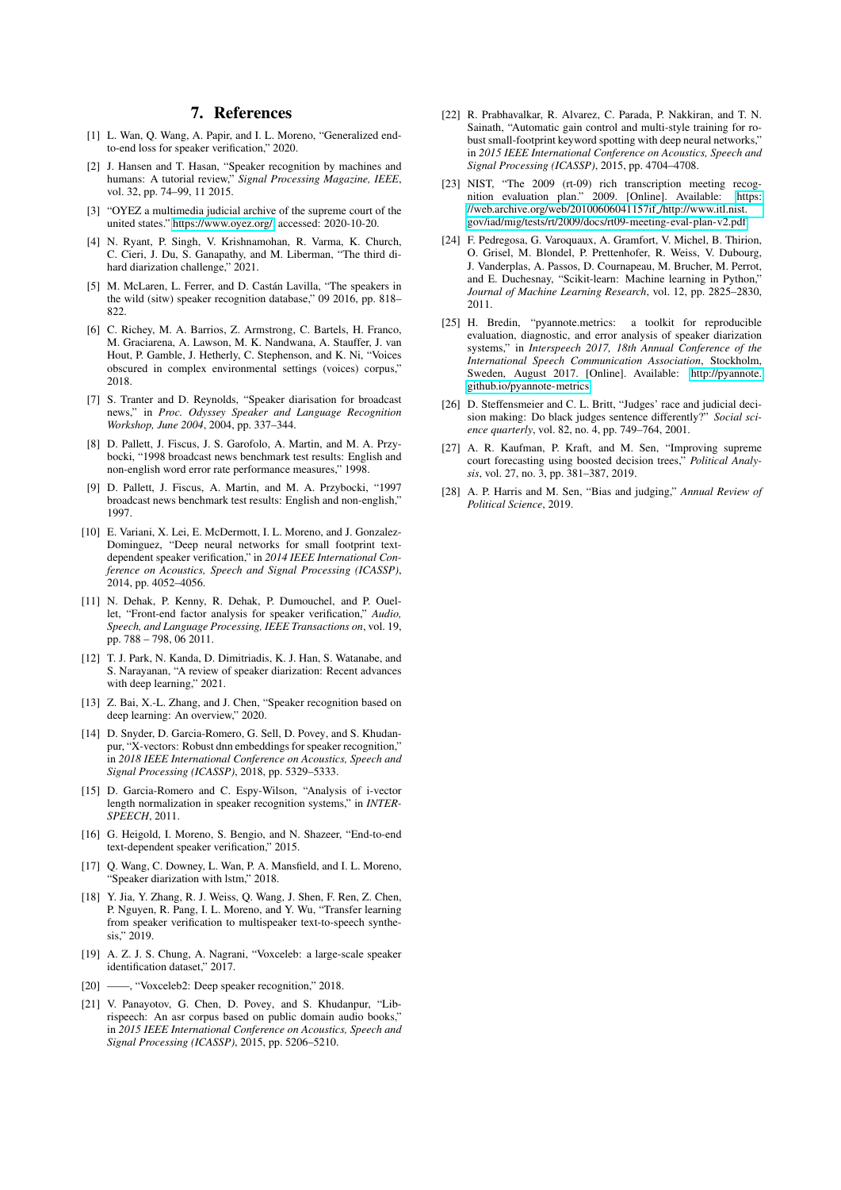## 7. References

[1] L. Wan, Q. Wang, A. Papir, and I. L. Moreno, "Generalized end-to-end loss for speaker verification," 2020.

[2] J. Hansen and T. Hasan, "Speaker recognition by machines and humans: A tutorial review," *Signal Processing Magazine, IEEE*, vol. 32, pp. 74–99, 11 2015.

[3] "OYEZ a multimedia judicial archive of the supreme court of the united states." https://www.oyez.org/, accessed: 2020-10-20.

[4] N. Ryant, P. Singh, V. Krishnamohan, R. Varma, K. Church, C. Cieri, J. Du, S. Ganapathy, and M. Liberman, "The third dihard diarization challenge," 2021.

[5] M. McLaren, L. Ferrer, and D. Castán Lavilla, "The speakers in the wild (sitw) speaker recognition database," 09 2016, pp. 818–822.

[6] C. Richey, M. A. Barrios, Z. Armstrong, C. Bartels, H. Franco, M. Graciarena, A. Lawson, M. K. Nandwana, A. Stauffer, J. van Hout, P. Gamble, J. Hetherly, C. Stephenson, and K. Ni, "Voices obscured in complex environmental settings (voices) corpus," 2018.

[7] S. Tranter and D. Reynolds, "Speaker diarisation for broadcast news," in *Proc. Odyssey Speaker and Language Recognition Workshop, June 2004*, 2004, pp. 337–344.

[8] D. Pallett, J. Fiscus, J. S. Garofolo, A. Martin, and M. A. Przybocki, "1998 broadcast news benchmark test results: English and non-english word error rate performance measures," 1998.

[9] D. Pallett, J. Fiscus, A. Martin, and M. A. Przybocki, "1997 broadcast news benchmark test results: English and non-english," 1997.

[10] E. Variani, X. Lei, E. McDermott, I. L. Moreno, and J. Gonzalez-Dominguez, "Deep neural networks for small footprint text-dependent speaker verification," in *2014 IEEE International Conference on Acoustics, Speech and Signal Processing (ICASSP)*, 2014, pp. 4052–4056.

[11] N. Dehak, P. Kenny, R. Dehak, P. Dumouchel, and P. Ouellet, "Front-end factor analysis for speaker verification," *Audio, Speech, and Language Processing, IEEE Transactions on*, vol. 19, pp. 788 – 798, 06 2011.

[12] T. J. Park, N. Kanda, D. Dimitriadis, K. J. Han, S. Watanabe, and S. Narayanan, "A review of speaker diarization: Recent advances with deep learning," 2021.

[13] Z. Bai, X.-L. Zhang, and J. Chen, "Speaker recognition based on deep learning: An overview," 2020.

[14] D. Snyder, D. Garcia-Romero, G. Sell, D. Povey, and S. Khudanpur, "X-vectors: Robust dnn embeddings for speaker recognition," in *2018 IEEE International Conference on Acoustics, Speech and Signal Processing (ICASSP)*, 2018, pp. 5329–5333.

[15] D. Garcia-Romero and C. Espy-Wilson, "Analysis of i-vector length normalization in speaker recognition systems," in *INTERSPEECH*, 2011.

[16] G. Heigold, I. Moreno, S. Bengio, and N. Shazeer, "End-to-end text-dependent speaker verification," 2015.

[17] Q. Wang, C. Downey, L. Wan, P. A. Mansfield, and I. L. Moreno, "Speaker diarization with lstm," 2018.

[18] Y. Jia, Y. Zhang, R. J. Weiss, Q. Wang, J. Shen, F. Ren, Z. Chen, P. Nguyen, R. Pang, I. L. Moreno, and Y. Wu, "Transfer learning from speaker verification to multispeaker text-to-speech synthesis," 2019.

[19] A. Z. J. S. Chung, A. Nagrani, "Voxceleb: a large-scale speaker identification dataset," 2017.

[20] ——, "Voxceleb2: Deep speaker recognition," 2018.

[21] V. Panayotov, G. Chen, D. Povey, and S. Khudanpur, "Librispeech: An asr corpus based on public domain audio books," in *2015 IEEE International Conference on Acoustics, Speech and Signal Processing (ICASSP)*, 2015, pp. 5206–5210.

[22] R. Prabhavalkar, R. Alvarez, C. Parada, P. Nakkiran, and T. N. Sainath, "Automatic gain control and multi-style training for robust small-footprint keyword spotting with deep neural networks," in *2015 IEEE International Conference on Acoustics, Speech and Signal Processing (ICASSP)*, 2015, pp. 4704–4708.

[23] NIST, "The 2009 (rt-09) rich transcription meeting recognition evaluation plan." 2009. [Online]. Available: https://web.archive.org/web/20100606041157if_/http://www.itl.nist.gov/iad/mig/tests/rt/2009/docs/rt09-meeting-eval-plan-v2.pdf

[24] F. Pedregosa, G. Varoquaux, A. Gramfort, V. Michel, B. Thirion, O. Grisel, M. Blondel, P. Prettenhofer, R. Weiss, V. Dubourg, J. Vanderplas, A. Passos, D. Cournapeau, M. Brucher, M. Perrot, and E. Duchesnay, "Scikit-learn: Machine learning in Python," *Journal of Machine Learning Research*, vol. 12, pp. 2825–2830, 2011.

[25] H. Bredin, "pyannote.metrics: a toolkit for reproducible evaluation, diagnostic, and error analysis of speaker diarization systems," in *Interspeech 2017, 18th Annual Conference of the International Speech Communication Association*, Stockholm, Sweden, August 2017. [Online]. Available: http://pyannote.github.io/pyannote-metrics

[26] D. Steffensmeier and C. L. Britt, "Judges' race and judicial decision making: Do black judges sentence differently?" *Social science quarterly*, vol. 82, no. 4, pp. 749–764, 2001.

[27] A. R. Kaufman, P. Kraft, and M. Sen, "Improving supreme court forecasting using boosted decision trees," *Political Analysis*, vol. 27, no. 3, pp. 381–387, 2019.

[28] A. P. Harris and M. Sen, "Bias and judging," *Annual Review of Political Science*, 2019.